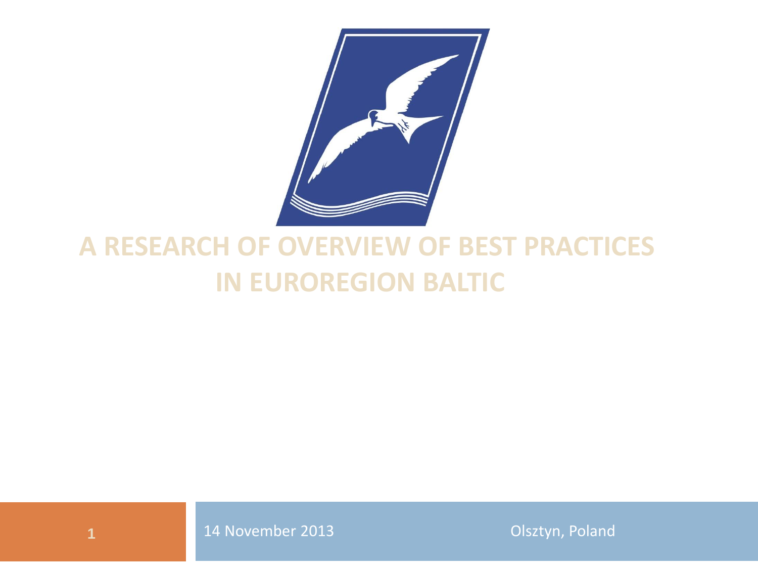# A RESEARCH OF OVERVIEW OF BEST PRACTICES IN EUROREGION BALTIC

14 November 2013 Olsztyn, Poland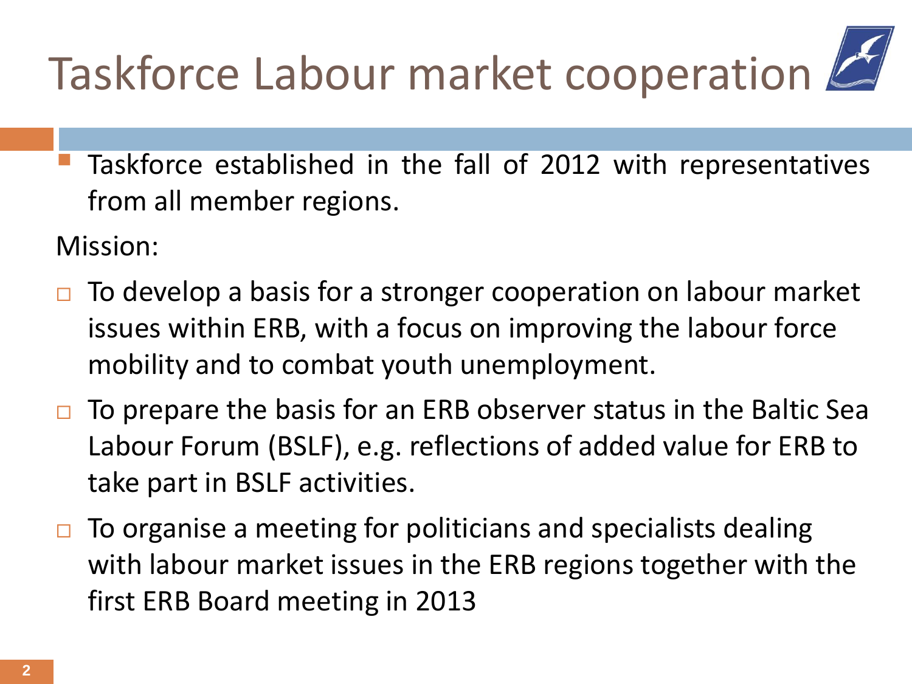# Taskforce Labour market cooperation

- Taskforce established in the fall of 2012 with representatives from all member regions.

Mission:

- To develop a basis for a stronger cooperation on labour market issues within ERB, with a focus on improving the labour force mobility and to combat youth unemployment.
- To prepare the basis for an ERB observer status in the Baltic Sea Labour Forum (BSLF), e.g. reflections of added value for ERB to take part in BSLF activities.
- To organise a meeting for politicians and specialists dealing with labour market issues in the ERB regions together with the first ERB Board meeting in 2013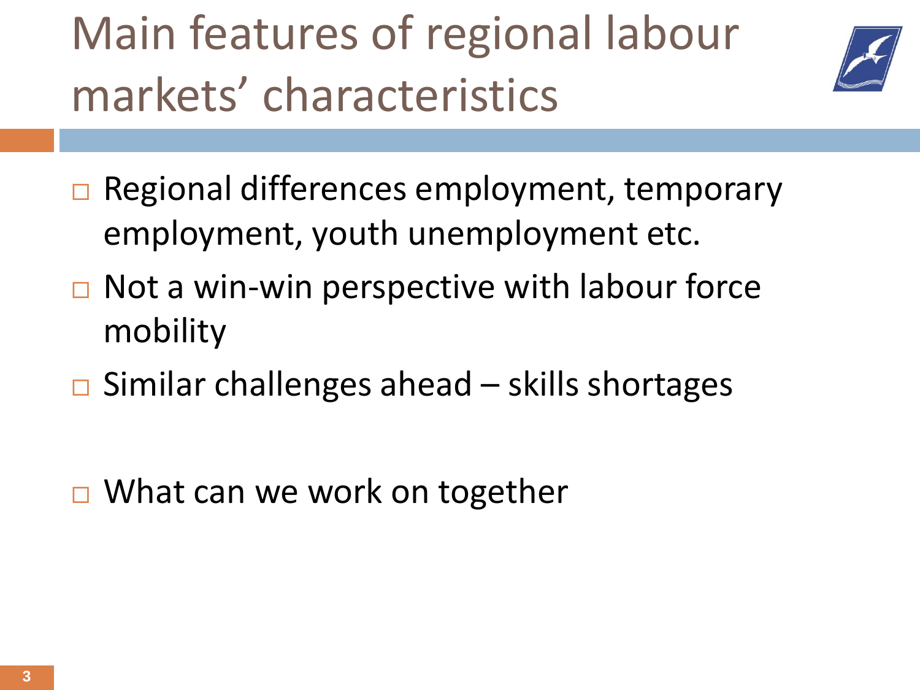# Main features of regional labour markets' characteristics

- Regional differences employment, temporary employment, youth unemployment etc.
- Not a win-win perspective with labour force mobility
- Similar challenges ahead – skills shortages

- What can we work on together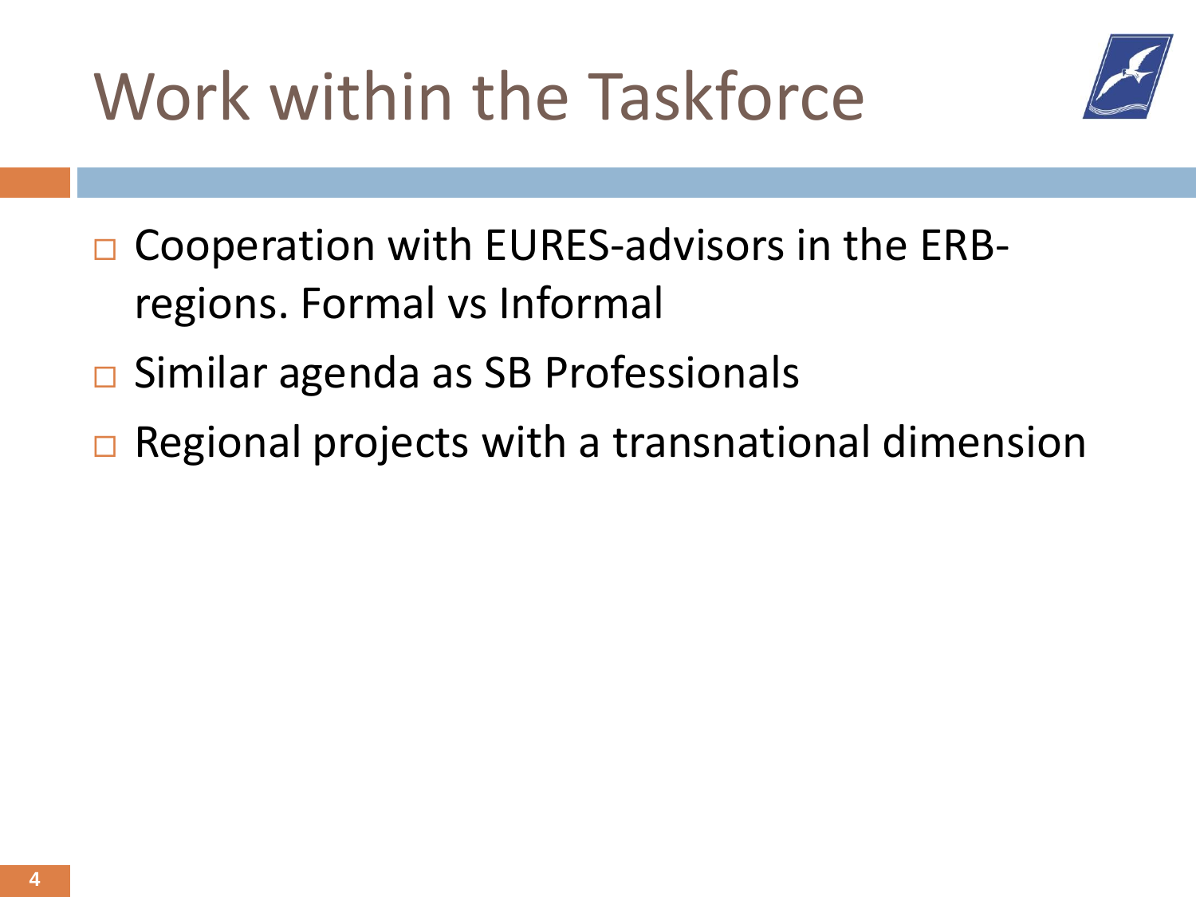# Work within the Taskforce

- Cooperation with EURES-advisors in the ERB-regions. Formal vs Informal
- Similar agenda as SB Professionals
- Regional projects with a transnational dimension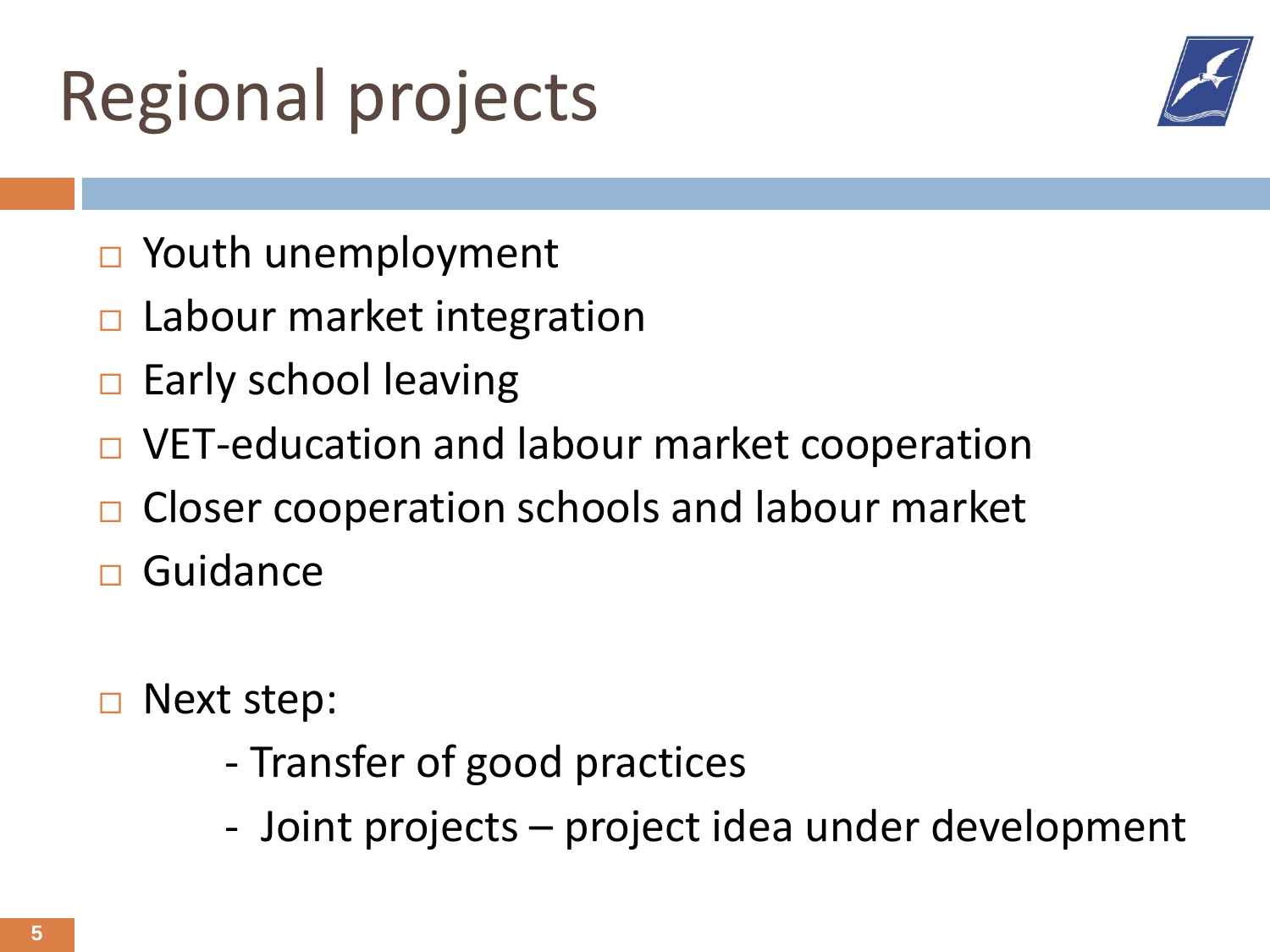# Regional projects

- Youth unemployment
- Labour market integration
- Early school leaving
- VET-education and labour market cooperation
- Closer cooperation schools and labour market
- Guidance

- Next step:
  - Transfer of good practices
  - Joint projects – project idea under development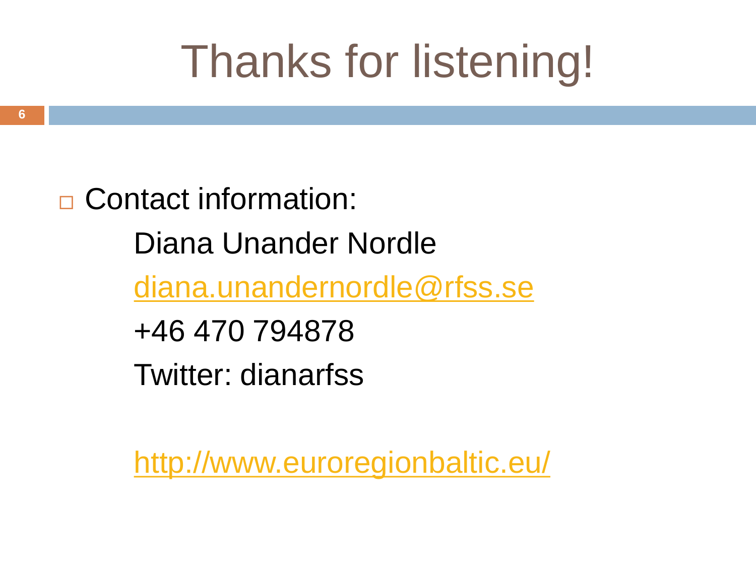# Thanks for listening!

- Contact information:

  Diana Unander Nordle

  diana.unandernordle@rfss.se

  +46 470 794878

  Twitter: dianarfss

  http://www.euroregionbaltic.eu/